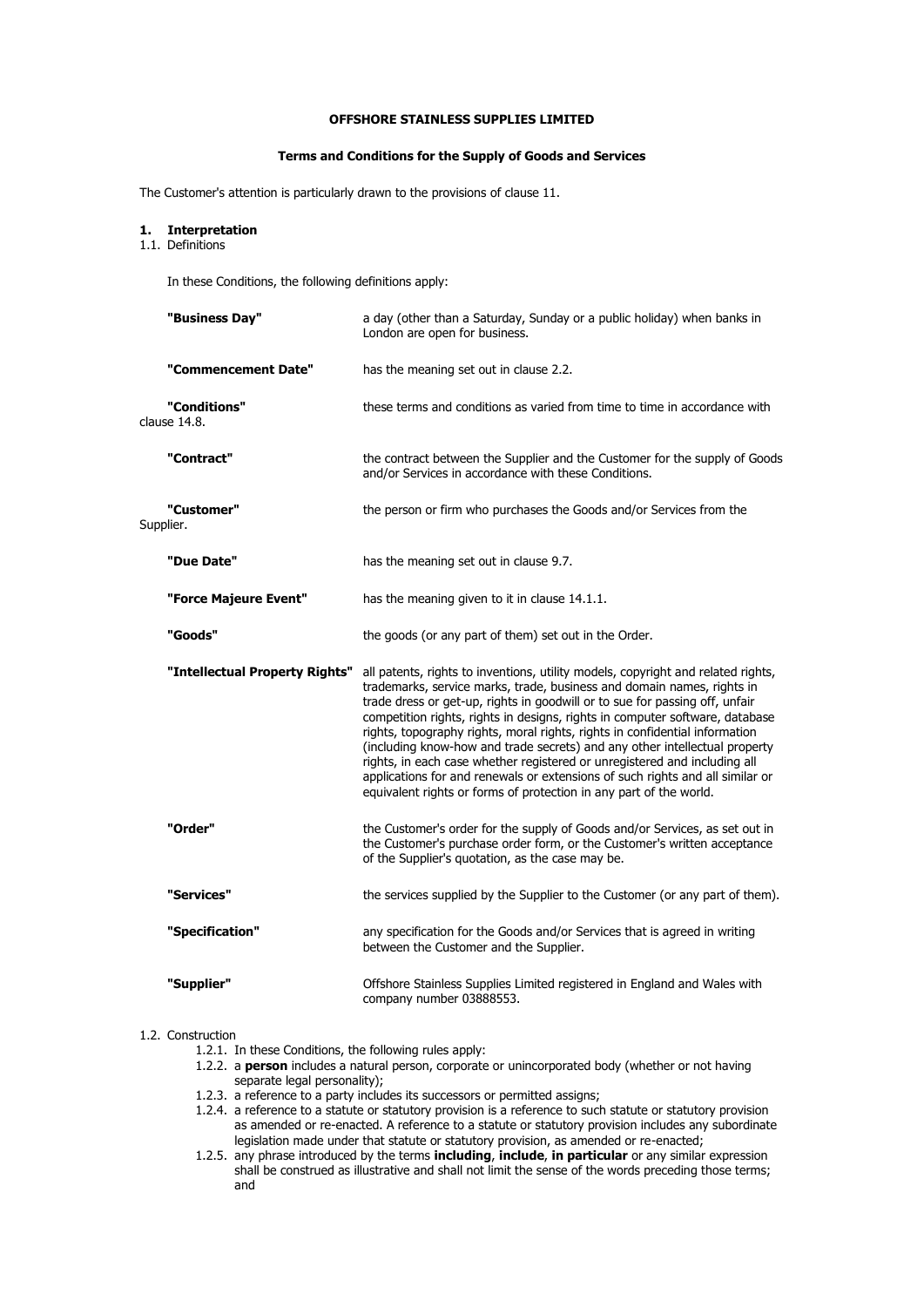**OFFSHORE STAINLESS SUPPLIES LIMITED**

**Terms and Conditions for the Supply of Goods and Services**

The Customer's attention is particularly drawn to the provisions of clause 11.

## 1. Interpretation

1.1. Definitions

In these Conditions, the following definitions apply:

| | |
|---|---|
| **"Business Day"** | a day (other than a Saturday, Sunday or a public holiday) when banks in London are open for business. |
| **"Commencement Date"** | has the meaning set out in clause 2.2. |
| **"Conditions"** | these terms and conditions as varied from time to time in accordance with clause 14.8. |
| **"Contract"** | the contract between the Supplier and the Customer for the supply of Goods and/or Services in accordance with these Conditions. |
| **"Customer"** | the person or firm who purchases the Goods and/or Services from the Supplier. |
| **"Due Date"** | has the meaning set out in clause 9.7. |
| **"Force Majeure Event"** | has the meaning given to it in clause 14.1.1. |
| **"Goods"** | the goods (or any part of them) set out in the Order. |
| **"Intellectual Property Rights"** | all patents, rights to inventions, utility models, copyright and related rights, trademarks, service marks, trade, business and domain names, rights in trade dress or get-up, rights in goodwill or to sue for passing off, unfair competition rights, rights in designs, rights in computer software, database rights, topography rights, moral rights, rights in confidential information (including know-how and trade secrets) and any other intellectual property rights, in each case whether registered or unregistered and including all applications for and renewals or extensions of such rights and all similar or equivalent rights or forms of protection in any part of the world. |
| **"Order"** | the Customer's order for the supply of Goods and/or Services, as set out in the Customer's purchase order form, or the Customer's written acceptance of the Supplier's quotation, as the case may be. |
| **"Services"** | the services supplied by the Supplier to the Customer (or any part of them). |
| **"Specification"** | any specification for the Goods and/or Services that is agreed in writing between the Customer and the Supplier. |
| **"Supplier"** | Offshore Stainless Supplies Limited registered in England and Wales with company number 03888553. |

1.2. Construction

1.2.1. In these Conditions, the following rules apply:

1.2.2. a **person** includes a natural person, corporate or unincorporated body (whether or not having separate legal personality);

1.2.3. a reference to a party includes its successors or permitted assigns;

1.2.4. a reference to a statute or statutory provision is a reference to such statute or statutory provision as amended or re-enacted. A reference to a statute or statutory provision includes any subordinate legislation made under that statute or statutory provision, as amended or re-enacted;

1.2.5. any phrase introduced by the terms **including**, **include**, **in particular** or any similar expression shall be construed as illustrative and shall not limit the sense of the words preceding those terms; and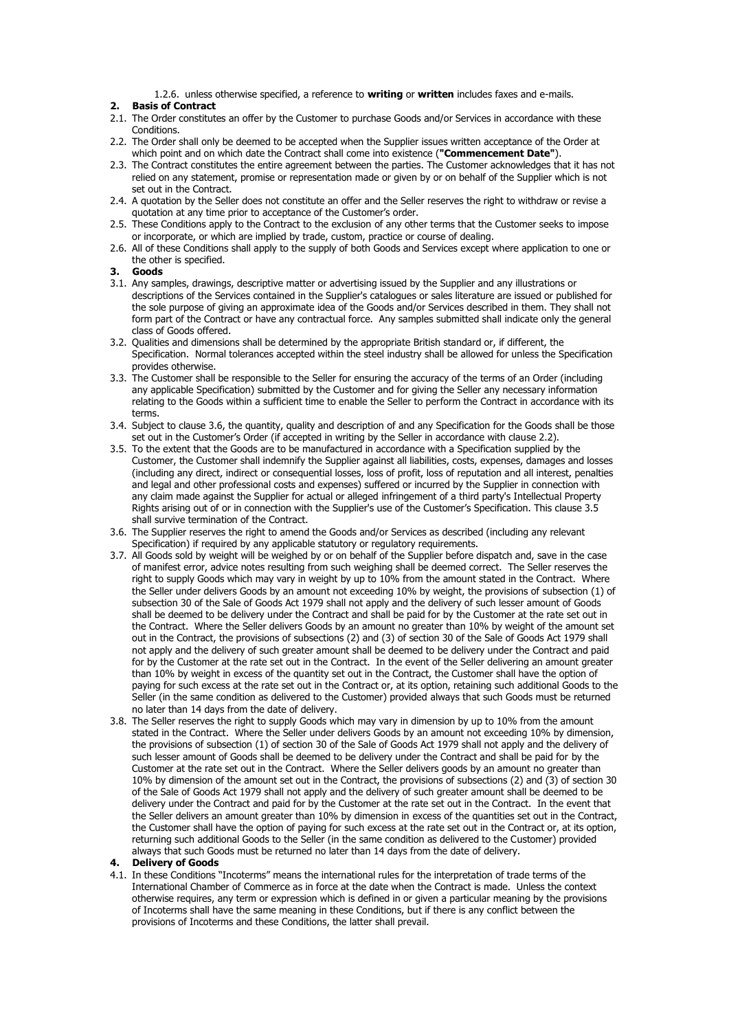1.2.6. unless otherwise specified, a reference to **writing** or **written** includes faxes and e-mails.

## 2. Basis of Contract

2.1. The Order constitutes an offer by the Customer to purchase Goods and/or Services in accordance with these Conditions.

2.2. The Order shall only be deemed to be accepted when the Supplier issues written acceptance of the Order at which point and on which date the Contract shall come into existence (**"Commencement Date"**).

2.3. The Contract constitutes the entire agreement between the parties. The Customer acknowledges that it has not relied on any statement, promise or representation made or given by or on behalf of the Supplier which is not set out in the Contract.

2.4. A quotation by the Seller does not constitute an offer and the Seller reserves the right to withdraw or revise a quotation at any time prior to acceptance of the Customer's order.

2.5. These Conditions apply to the Contract to the exclusion of any other terms that the Customer seeks to impose or incorporate, or which are implied by trade, custom, practice or course of dealing.

2.6. All of these Conditions shall apply to the supply of both Goods and Services except where application to one or the other is specified.

## 3. Goods

3.1. Any samples, drawings, descriptive matter or advertising issued by the Supplier and any illustrations or descriptions of the Services contained in the Supplier's catalogues or sales literature are issued or published for the sole purpose of giving an approximate idea of the Goods and/or Services described in them. They shall not form part of the Contract or have any contractual force. Any samples submitted shall indicate only the general class of Goods offered.

3.2. Qualities and dimensions shall be determined by the appropriate British standard or, if different, the Specification. Normal tolerances accepted within the steel industry shall be allowed for unless the Specification provides otherwise.

3.3. The Customer shall be responsible to the Seller for ensuring the accuracy of the terms of an Order (including any applicable Specification) submitted by the Customer and for giving the Seller any necessary information relating to the Goods within a sufficient time to enable the Seller to perform the Contract in accordance with its terms.

3.4. Subject to clause 3.6, the quantity, quality and description of and any Specification for the Goods shall be those set out in the Customer's Order (if accepted in writing by the Seller in accordance with clause 2.2).

3.5. To the extent that the Goods are to be manufactured in accordance with a Specification supplied by the Customer, the Customer shall indemnify the Supplier against all liabilities, costs, expenses, damages and losses (including any direct, indirect or consequential losses, loss of profit, loss of reputation and all interest, penalties and legal and other professional costs and expenses) suffered or incurred by the Supplier in connection with any claim made against the Supplier for actual or alleged infringement of a third party's Intellectual Property Rights arising out of or in connection with the Supplier's use of the Customer's Specification. This clause 3.5 shall survive termination of the Contract.

3.6. The Supplier reserves the right to amend the Goods and/or Services as described (including any relevant Specification) if required by any applicable statutory or regulatory requirements.

3.7. All Goods sold by weight will be weighed by or on behalf of the Supplier before dispatch and, save in the case of manifest error, advice notes resulting from such weighing shall be deemed correct. The Seller reserves the right to supply Goods which may vary in weight by up to 10% from the amount stated in the Contract. Where the Seller under delivers Goods by an amount not exceeding 10% by weight, the provisions of subsection (1) of subsection 30 of the Sale of Goods Act 1979 shall not apply and the delivery of such lesser amount of Goods shall be deemed to be delivery under the Contract and shall be paid for by the Customer at the rate set out in the Contract. Where the Seller delivers Goods by an amount no greater than 10% by weight of the amount set out in the Contract, the provisions of subsections (2) and (3) of section 30 of the Sale of Goods Act 1979 shall not apply and the delivery of such greater amount shall be deemed to be delivery under the Contract and paid for by the Customer at the rate set out in the Contract. In the event of the Seller delivering an amount greater than 10% by weight in excess of the quantity set out in the Contract, the Customer shall have the option of paying for such excess at the rate set out in the Contract or, at its option, retaining such additional Goods to the Seller (in the same condition as delivered to the Customer) provided always that such Goods must be returned no later than 14 days from the date of delivery.

3.8. The Seller reserves the right to supply Goods which may vary in dimension by up to 10% from the amount stated in the Contract. Where the Seller under delivers Goods by an amount not exceeding 10% by dimension, the provisions of subsection (1) of section 30 of the Sale of Goods Act 1979 shall not apply and the delivery of such lesser amount of Goods shall be deemed to be delivery under the Contract and shall be paid for by the Customer at the rate set out in the Contract. Where the Seller delivers goods by an amount no greater than 10% by dimension of the amount set out in the Contract, the provisions of subsections (2) and (3) of section 30 of the Sale of Goods Act 1979 shall not apply and the delivery of such greater amount shall be deemed to be delivery under the Contract and paid for by the Customer at the rate set out in the Contract. In the event that the Seller delivers an amount greater than 10% by dimension in excess of the quantities set out in the Contract, the Customer shall have the option of paying for such excess at the rate set out in the Contract or, at its option, returning such additional Goods to the Seller (in the same condition as delivered to the Customer) provided always that such Goods must be returned no later than 14 days from the date of delivery.

## 4. Delivery of Goods

4.1. In these Conditions "Incoterms" means the international rules for the interpretation of trade terms of the International Chamber of Commerce as in force at the date when the Contract is made. Unless the context otherwise requires, any term or expression which is defined in or given a particular meaning by the provisions of Incoterms shall have the same meaning in these Conditions, but if there is any conflict between the provisions of Incoterms and these Conditions, the latter shall prevail.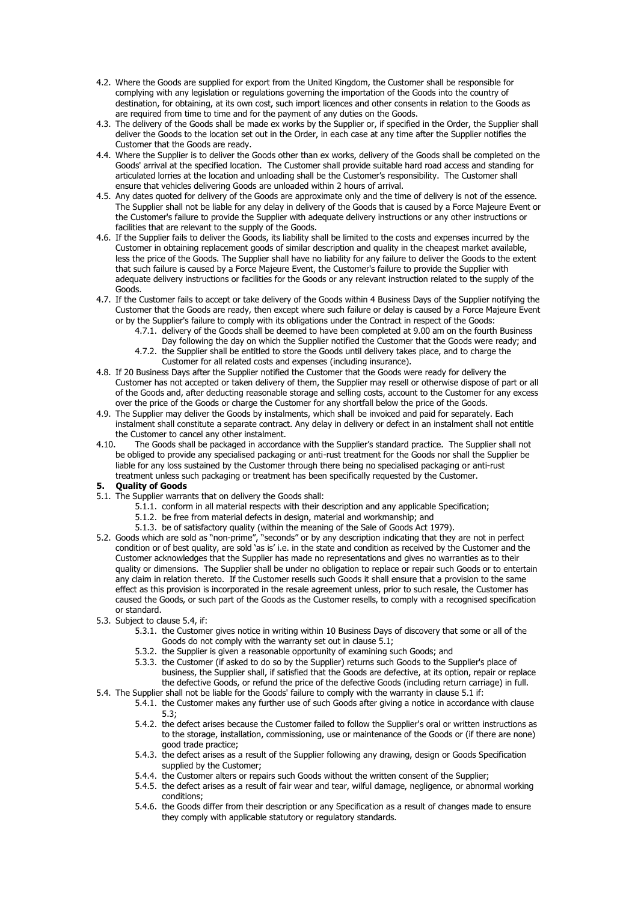4.2. Where the Goods are supplied for export from the United Kingdom, the Customer shall be responsible for complying with any legislation or regulations governing the importation of the Goods into the country of destination, for obtaining, at its own cost, such import licences and other consents in relation to the Goods as are required from time to time and for the payment of any duties on the Goods.

4.3. The delivery of the Goods shall be made ex works by the Supplier or, if specified in the Order, the Supplier shall deliver the Goods to the location set out in the Order, in each case at any time after the Supplier notifies the Customer that the Goods are ready.

4.4. Where the Supplier is to deliver the Goods other than ex works, delivery of the Goods shall be completed on the Goods' arrival at the specified location. The Customer shall provide suitable hard road access and standing for articulated lorries at the location and unloading shall be the Customer's responsibility. The Customer shall ensure that vehicles delivering Goods are unloaded within 2 hours of arrival.

4.5. Any dates quoted for delivery of the Goods are approximate only and the time of delivery is not of the essence. The Supplier shall not be liable for any delay in delivery of the Goods that is caused by a Force Majeure Event or the Customer's failure to provide the Supplier with adequate delivery instructions or any other instructions or facilities that are relevant to the supply of the Goods.

4.6. If the Supplier fails to deliver the Goods, its liability shall be limited to the costs and expenses incurred by the Customer in obtaining replacement goods of similar description and quality in the cheapest market available, less the price of the Goods. The Supplier shall have no liability for any failure to deliver the Goods to the extent that such failure is caused by a Force Majeure Event, the Customer's failure to provide the Supplier with adequate delivery instructions or facilities for the Goods or any relevant instruction related to the supply of the Goods.

4.7. If the Customer fails to accept or take delivery of the Goods within 4 Business Days of the Supplier notifying the Customer that the Goods are ready, then except where such failure or delay is caused by a Force Majeure Event or by the Supplier's failure to comply with its obligations under the Contract in respect of the Goods:

  4.7.1. delivery of the Goods shall be deemed to have been completed at 9.00 am on the fourth Business Day following the day on which the Supplier notified the Customer that the Goods were ready; and

  4.7.2. the Supplier shall be entitled to store the Goods until delivery takes place, and to charge the Customer for all related costs and expenses (including insurance).

4.8. If 20 Business Days after the Supplier notified the Customer that the Goods were ready for delivery the Customer has not accepted or taken delivery of them, the Supplier may resell or otherwise dispose of part or all of the Goods and, after deducting reasonable storage and selling costs, account to the Customer for any excess over the price of the Goods or charge the Customer for any shortfall below the price of the Goods.

4.9. The Supplier may deliver the Goods by instalments, which shall be invoiced and paid for separately. Each instalment shall constitute a separate contract. Any delay in delivery or defect in an instalment shall not entitle the Customer to cancel any other instalment.

4.10. The Goods shall be packaged in accordance with the Supplier's standard practice. The Supplier shall not be obliged to provide any specialised packaging or anti-rust treatment for the Goods nor shall the Supplier be liable for any loss sustained by the Customer through there being no specialised packaging or anti-rust treatment unless such packaging or treatment has been specifically requested by the Customer.

**5. Quality of Goods**

5.1. The Supplier warrants that on delivery the Goods shall:

  5.1.1. conform in all material respects with their description and any applicable Specification;

  5.1.2. be free from material defects in design, material and workmanship; and

  5.1.3. be of satisfactory quality (within the meaning of the Sale of Goods Act 1979).

5.2. Goods which are sold as "non-prime", "seconds" or by any description indicating that they are not in perfect condition or of best quality, are sold 'as is' i.e. in the state and condition as received by the Customer and the Customer acknowledges that the Supplier has made no representations and gives no warranties as to their quality or dimensions. The Supplier shall be under no obligation to replace or repair such Goods or to entertain any claim in relation thereto. If the Customer resells such Goods it shall ensure that a provision to the same effect as this provision is incorporated in the resale agreement unless, prior to such resale, the Customer has caused the Goods, or such part of the Goods as the Customer resells, to comply with a recognised specification or standard.

5.3. Subject to clause 5.4, if:

  5.3.1. the Customer gives notice in writing within 10 Business Days of discovery that some or all of the Goods do not comply with the warranty set out in clause 5.1;

  5.3.2. the Supplier is given a reasonable opportunity of examining such Goods; and

  5.3.3. the Customer (if asked to do so by the Supplier) returns such Goods to the Supplier's place of business, the Supplier shall, if satisfied that the Goods are defective, at its option, repair or replace the defective Goods, or refund the price of the defective Goods (including return carriage) in full.

5.4. The Supplier shall not be liable for the Goods' failure to comply with the warranty in clause 5.1 if:

  5.4.1. the Customer makes any further use of such Goods after giving a notice in accordance with clause 5.3;

  5.4.2. the defect arises because the Customer failed to follow the Supplier's oral or written instructions as to the storage, installation, commissioning, use or maintenance of the Goods or (if there are none) good trade practice;

  5.4.3. the defect arises as a result of the Supplier following any drawing, design or Goods Specification supplied by the Customer;

  5.4.4. the Customer alters or repairs such Goods without the written consent of the Supplier;

  5.4.5. the defect arises as a result of fair wear and tear, wilful damage, negligence, or abnormal working conditions;

  5.4.6. the Goods differ from their description or any Specification as a result of changes made to ensure they comply with applicable statutory or regulatory standards.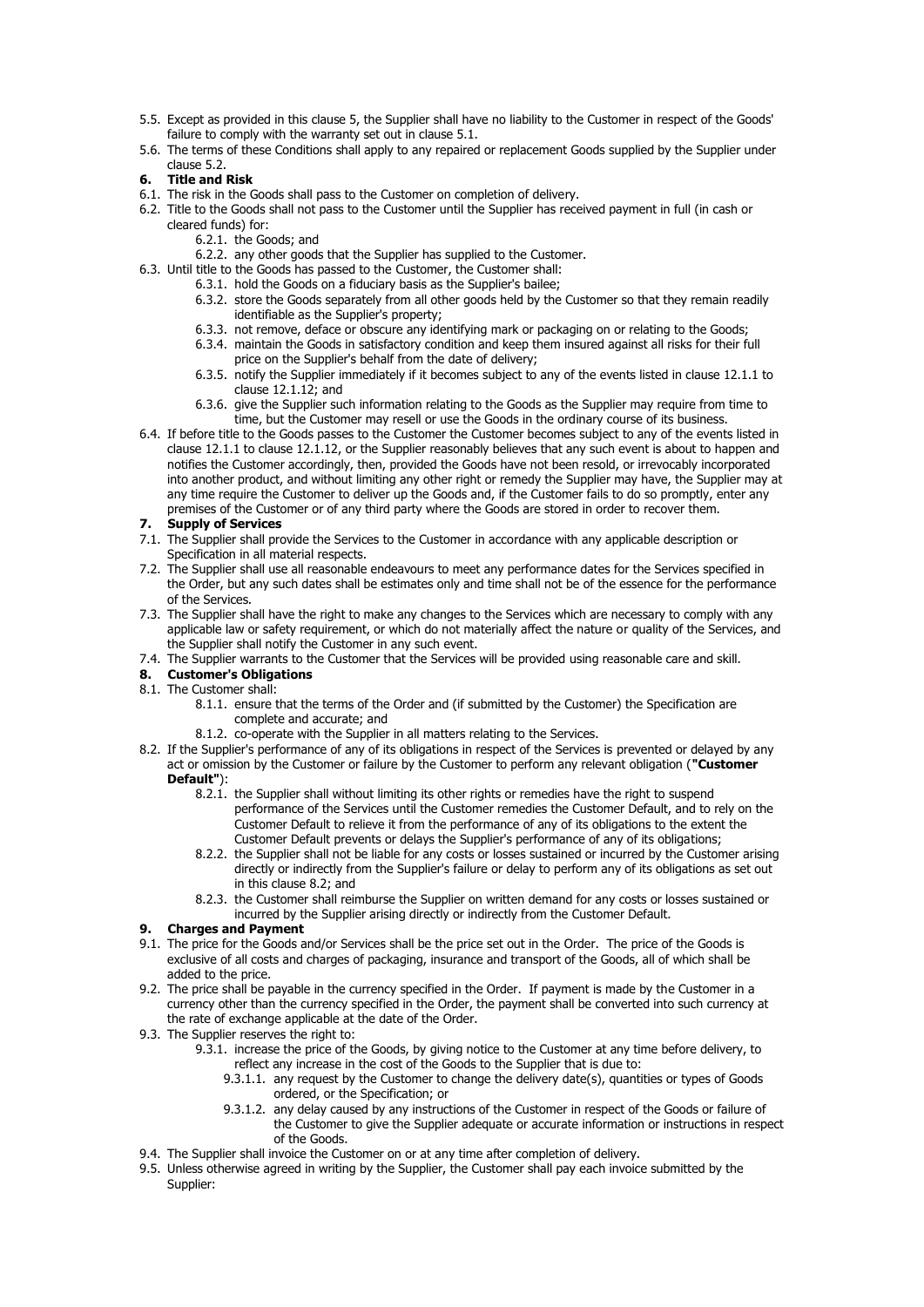5.5. Except as provided in this clause 5, the Supplier shall have no liability to the Customer in respect of the Goods' failure to comply with the warranty set out in clause 5.1.

5.6. The terms of these Conditions shall apply to any repaired or replacement Goods supplied by the Supplier under clause 5.2.

## 6. Title and Risk

6.1. The risk in the Goods shall pass to the Customer on completion of delivery.

6.2. Title to the Goods shall not pass to the Customer until the Supplier has received payment in full (in cash or cleared funds) for:

- 6.2.1. the Goods; and
- 6.2.2. any other goods that the Supplier has supplied to the Customer.

6.3. Until title to the Goods has passed to the Customer, the Customer shall:

- 6.3.1. hold the Goods on a fiduciary basis as the Supplier's bailee;
- 6.3.2. store the Goods separately from all other goods held by the Customer so that they remain readily identifiable as the Supplier's property;
- 6.3.3. not remove, deface or obscure any identifying mark or packaging on or relating to the Goods;
- 6.3.4. maintain the Goods in satisfactory condition and keep them insured against all risks for their full price on the Supplier's behalf from the date of delivery;
- 6.3.5. notify the Supplier immediately if it becomes subject to any of the events listed in clause 12.1.1 to clause 12.1.12; and
- 6.3.6. give the Supplier such information relating to the Goods as the Supplier may require from time to time, but the Customer may resell or use the Goods in the ordinary course of its business.

6.4. If before title to the Goods passes to the Customer the Customer becomes subject to any of the events listed in clause 12.1.1 to clause 12.1.12, or the Supplier reasonably believes that any such event is about to happen and notifies the Customer accordingly, then, provided the Goods have not been resold, or irrevocably incorporated into another product, and without limiting any other right or remedy the Supplier may have, the Supplier may at any time require the Customer to deliver up the Goods and, if the Customer fails to do so promptly, enter any premises of the Customer or of any third party where the Goods are stored in order to recover them.

## 7. Supply of Services

7.1. The Supplier shall provide the Services to the Customer in accordance with any applicable description or Specification in all material respects.

7.2. The Supplier shall use all reasonable endeavours to meet any performance dates for the Services specified in the Order, but any such dates shall be estimates only and time shall not be of the essence for the performance of the Services.

7.3. The Supplier shall have the right to make any changes to the Services which are necessary to comply with any applicable law or safety requirement, or which do not materially affect the nature or quality of the Services, and the Supplier shall notify the Customer in any such event.

7.4. The Supplier warrants to the Customer that the Services will be provided using reasonable care and skill.

## 8. Customer's Obligations

8.1. The Customer shall:

- 8.1.1. ensure that the terms of the Order and (if submitted by the Customer) the Specification are complete and accurate; and
- 8.1.2. co-operate with the Supplier in all matters relating to the Services.

8.2. If the Supplier's performance of any of its obligations in respect of the Services is prevented or delayed by any act or omission by the Customer or failure by the Customer to perform any relevant obligation (**"Customer Default"**):

- 8.2.1. the Supplier shall without limiting its other rights or remedies have the right to suspend performance of the Services until the Customer remedies the Customer Default, and to rely on the Customer Default to relieve it from the performance of any of its obligations to the extent the Customer Default prevents or delays the Supplier's performance of any of its obligations;
- 8.2.2. the Supplier shall not be liable for any costs or losses sustained or incurred by the Customer arising directly or indirectly from the Supplier's failure or delay to perform any of its obligations as set out in this clause 8.2; and
- 8.2.3. the Customer shall reimburse the Supplier on written demand for any costs or losses sustained or incurred by the Supplier arising directly or indirectly from the Customer Default.

## 9. Charges and Payment

9.1. The price for the Goods and/or Services shall be the price set out in the Order. The price of the Goods is exclusive of all costs and charges of packaging, insurance and transport of the Goods, all of which shall be added to the price.

9.2. The price shall be payable in the currency specified in the Order. If payment is made by the Customer in a currency other than the currency specified in the Order, the payment shall be converted into such currency at the rate of exchange applicable at the date of the Order.

9.3. The Supplier reserves the right to:

- 9.3.1. increase the price of the Goods, by giving notice to the Customer at any time before delivery, to reflect any increase in the cost of the Goods to the Supplier that is due to:
  - 9.3.1.1. any request by the Customer to change the delivery date(s), quantities or types of Goods ordered, or the Specification; or
  - 9.3.1.2. any delay caused by any instructions of the Customer in respect of the Goods or failure of the Customer to give the Supplier adequate or accurate information or instructions in respect of the Goods.

9.4. The Supplier shall invoice the Customer on or at any time after completion of delivery.

9.5. Unless otherwise agreed in writing by the Supplier, the Customer shall pay each invoice submitted by the Supplier: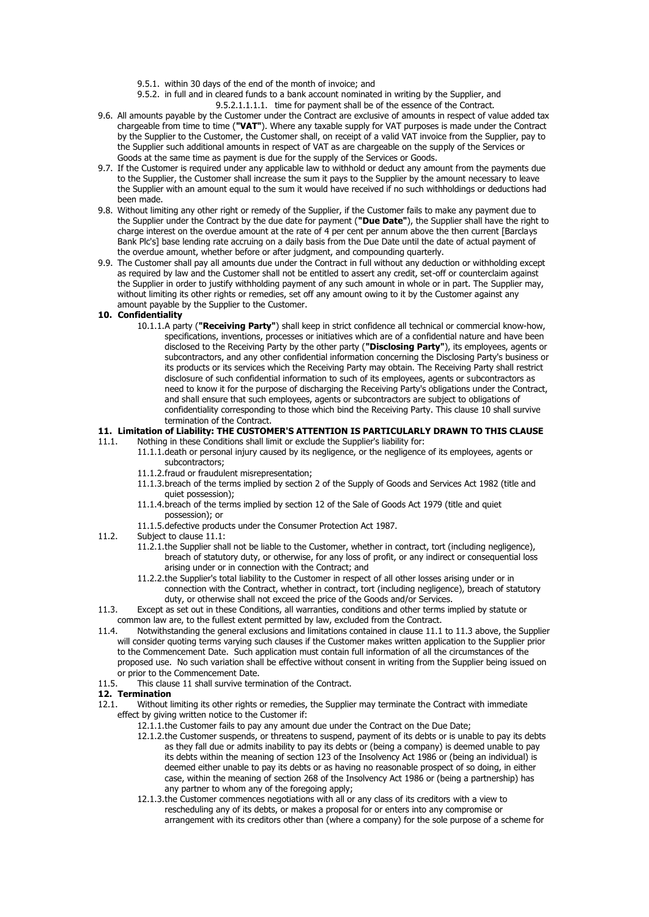9.5.1. within 30 days of the end of the month of invoice; and

9.5.2. in full and in cleared funds to a bank account nominated in writing by the Supplier, and

9.5.2.1.1.1.1. time for payment shall be of the essence of the Contract.

9.6. All amounts payable by the Customer under the Contract are exclusive of amounts in respect of value added tax chargeable from time to time (**"VAT"**). Where any taxable supply for VAT purposes is made under the Contract by the Supplier to the Customer, the Customer shall, on receipt of a valid VAT invoice from the Supplier, pay to the Supplier such additional amounts in respect of VAT as are chargeable on the supply of the Services or Goods at the same time as payment is due for the supply of the Services or Goods.

9.7. If the Customer is required under any applicable law to withhold or deduct any amount from the payments due to the Supplier, the Customer shall increase the sum it pays to the Supplier by the amount necessary to leave the Supplier with an amount equal to the sum it would have received if no such withholdings or deductions had been made.

9.8. Without limiting any other right or remedy of the Supplier, if the Customer fails to make any payment due to the Supplier under the Contract by the due date for payment (**"Due Date"**), the Supplier shall have the right to charge interest on the overdue amount at the rate of 4 per cent per annum above the then current [Barclays Bank Plc's] base lending rate accruing on a daily basis from the Due Date until the date of actual payment of the overdue amount, whether before or after judgment, and compounding quarterly.

9.9. The Customer shall pay all amounts due under the Contract in full without any deduction or withholding except as required by law and the Customer shall not be entitled to assert any credit, set-off or counterclaim against the Supplier in order to justify withholding payment of any such amount in whole or in part. The Supplier may, without limiting its other rights or remedies, set off any amount owing to it by the Customer against any amount payable by the Supplier to the Customer.

**10. Confidentiality**

10.1.1. A party (**"Receiving Party"**) shall keep in strict confidence all technical or commercial know-how, specifications, inventions, processes or initiatives which are of a confidential nature and have been disclosed to the Receiving Party by the other party (**"Disclosing Party"**), its employees, agents or subcontractors, and any other confidential information concerning the Disclosing Party's business or its products or its services which the Receiving Party may obtain. The Receiving Party shall restrict disclosure of such confidential information to such of its employees, agents or subcontractors as need to know it for the purpose of discharging the Receiving Party's obligations under the Contract, and shall ensure that such employees, agents or subcontractors are subject to obligations of confidentiality corresponding to those which bind the Receiving Party. This clause 10 shall survive termination of the Contract.

**11. Limitation of Liability: THE CUSTOMER'S ATTENTION IS PARTICULARLY DRAWN TO THIS CLAUSE**

11.1. Nothing in these Conditions shall limit or exclude the Supplier's liability for:

11.1.1. death or personal injury caused by its negligence, or the negligence of its employees, agents or subcontractors;

11.1.2. fraud or fraudulent misrepresentation;

11.1.3. breach of the terms implied by section 2 of the Supply of Goods and Services Act 1982 (title and quiet possession);

11.1.4. breach of the terms implied by section 12 of the Sale of Goods Act 1979 (title and quiet possession); or

11.1.5. defective products under the Consumer Protection Act 1987.

11.2. Subject to clause 11.1:

11.2.1. the Supplier shall not be liable to the Customer, whether in contract, tort (including negligence), breach of statutory duty, or otherwise, for any loss of profit, or any indirect or consequential loss arising under or in connection with the Contract; and

11.2.2. the Supplier's total liability to the Customer in respect of all other losses arising under or in connection with the Contract, whether in contract, tort (including negligence), breach of statutory duty, or otherwise shall not exceed the price of the Goods and/or Services.

11.3. Except as set out in these Conditions, all warranties, conditions and other terms implied by statute or common law are, to the fullest extent permitted by law, excluded from the Contract.

11.4. Notwithstanding the general exclusions and limitations contained in clause 11.1 to 11.3 above, the Supplier will consider quoting terms varying such clauses if the Customer makes written application to the Supplier prior to the Commencement Date. Such application must contain full information of all the circumstances of the proposed use. No such variation shall be effective without consent in writing from the Supplier being issued on or prior to the Commencement Date.

11.5. This clause 11 shall survive termination of the Contract.

**12. Termination**

12.1. Without limiting its other rights or remedies, the Supplier may terminate the Contract with immediate effect by giving written notice to the Customer if:

12.1.1. the Customer fails to pay any amount due under the Contract on the Due Date;

12.1.2. the Customer suspends, or threatens to suspend, payment of its debts or is unable to pay its debts as they fall due or admits inability to pay its debts or (being a company) is deemed unable to pay its debts within the meaning of section 123 of the Insolvency Act 1986 or (being an individual) is deemed either unable to pay its debts or as having no reasonable prospect of so doing, in either case, within the meaning of section 268 of the Insolvency Act 1986 or (being a partnership) has any partner to whom any of the foregoing apply;

12.1.3. the Customer commences negotiations with all or any class of its creditors with a view to rescheduling any of its debts, or makes a proposal for or enters into any compromise or arrangement with its creditors other than (where a company) for the sole purpose of a scheme for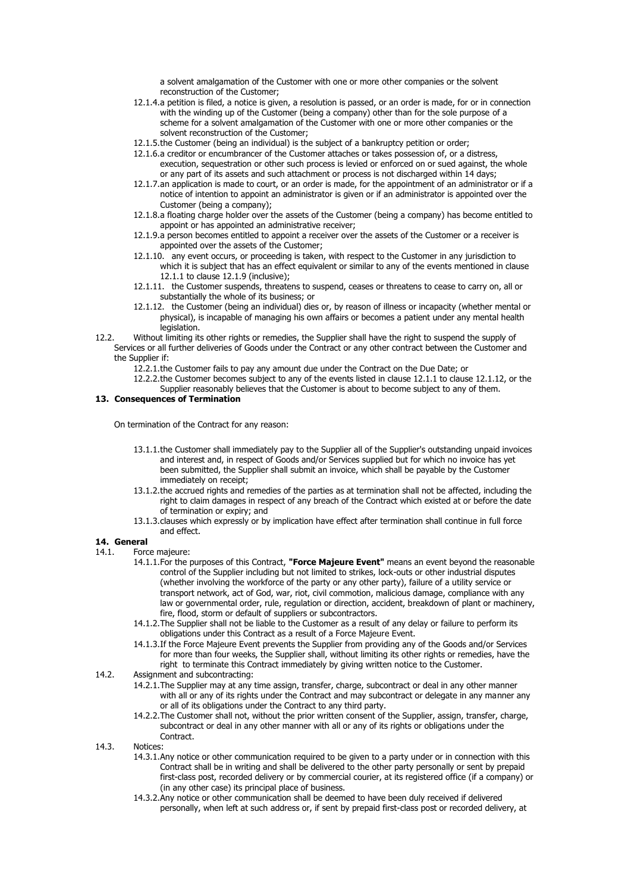a solvent amalgamation of the Customer with one or more other companies or the solvent reconstruction of the Customer;

12.1.4. a petition is filed, a notice is given, a resolution is passed, or an order is made, for or in connection with the winding up of the Customer (being a company) other than for the sole purpose of a scheme for a solvent amalgamation of the Customer with one or more other companies or the solvent reconstruction of the Customer;

12.1.5. the Customer (being an individual) is the subject of a bankruptcy petition or order;

12.1.6. a creditor or encumbrancer of the Customer attaches or takes possession of, or a distress, execution, sequestration or other such process is levied or enforced on or sued against, the whole or any part of its assets and such attachment or process is not discharged within 14 days;

12.1.7. an application is made to court, or an order is made, for the appointment of an administrator or if a notice of intention to appoint an administrator is given or if an administrator is appointed over the Customer (being a company);

12.1.8. a floating charge holder over the assets of the Customer (being a company) has become entitled to appoint or has appointed an administrative receiver;

12.1.9. a person becomes entitled to appoint a receiver over the assets of the Customer or a receiver is appointed over the assets of the Customer;

12.1.10. any event occurs, or proceeding is taken, with respect to the Customer in any jurisdiction to which it is subject that has an effect equivalent or similar to any of the events mentioned in clause 12.1.1 to clause 12.1.9 (inclusive);

12.1.11. the Customer suspends, threatens to suspend, ceases or threatens to cease to carry on, all or substantially the whole of its business; or

12.1.12. the Customer (being an individual) dies or, by reason of illness or incapacity (whether mental or physical), is incapable of managing his own affairs or becomes a patient under any mental health legislation.

12.2. Without limiting its other rights or remedies, the Supplier shall have the right to suspend the supply of Services or all further deliveries of Goods under the Contract or any other contract between the Customer and the Supplier if:

12.2.1. the Customer fails to pay any amount due under the Contract on the Due Date; or

12.2.2. the Customer becomes subject to any of the events listed in clause 12.1.1 to clause 12.1.12, or the Supplier reasonably believes that the Customer is about to become subject to any of them.

## 13. Consequences of Termination

On termination of the Contract for any reason:

13.1.1. the Customer shall immediately pay to the Supplier all of the Supplier's outstanding unpaid invoices and interest and, in respect of Goods and/or Services supplied but for which no invoice has yet been submitted, the Supplier shall submit an invoice, which shall be payable by the Customer immediately on receipt;

13.1.2. the accrued rights and remedies of the parties as at termination shall not be affected, including the right to claim damages in respect of any breach of the Contract which existed at or before the date of termination or expiry; and

13.1.3. clauses which expressly or by implication have effect after termination shall continue in full force and effect.

## 14. General

14.1. Force majeure:

14.1.1. For the purposes of this Contract, **"Force Majeure Event"** means an event beyond the reasonable control of the Supplier including but not limited to strikes, lock-outs or other industrial disputes (whether involving the workforce of the party or any other party), failure of a utility service or transport network, act of God, war, riot, civil commotion, malicious damage, compliance with any law or governmental order, rule, regulation or direction, accident, breakdown of plant or machinery, fire, flood, storm or default of suppliers or subcontractors.

14.1.2. The Supplier shall not be liable to the Customer as a result of any delay or failure to perform its obligations under this Contract as a result of a Force Majeure Event.

14.1.3. If the Force Majeure Event prevents the Supplier from providing any of the Goods and/or Services for more than four weeks, the Supplier shall, without limiting its other rights or remedies, have the right to terminate this Contract immediately by giving written notice to the Customer.

14.2. Assignment and subcontracting:

14.2.1. The Supplier may at any time assign, transfer, charge, subcontract or deal in any other manner with all or any of its rights under the Contract and may subcontract or delegate in any manner any or all of its obligations under the Contract to any third party.

14.2.2. The Customer shall not, without the prior written consent of the Supplier, assign, transfer, charge, subcontract or deal in any other manner with all or any of its rights or obligations under the Contract.

14.3. Notices:

14.3.1. Any notice or other communication required to be given to a party under or in connection with this Contract shall be in writing and shall be delivered to the other party personally or sent by prepaid first-class post, recorded delivery or by commercial courier, at its registered office (if a company) or (in any other case) its principal place of business.

14.3.2. Any notice or other communication shall be deemed to have been duly received if delivered personally, when left at such address or, if sent by prepaid first-class post or recorded delivery, at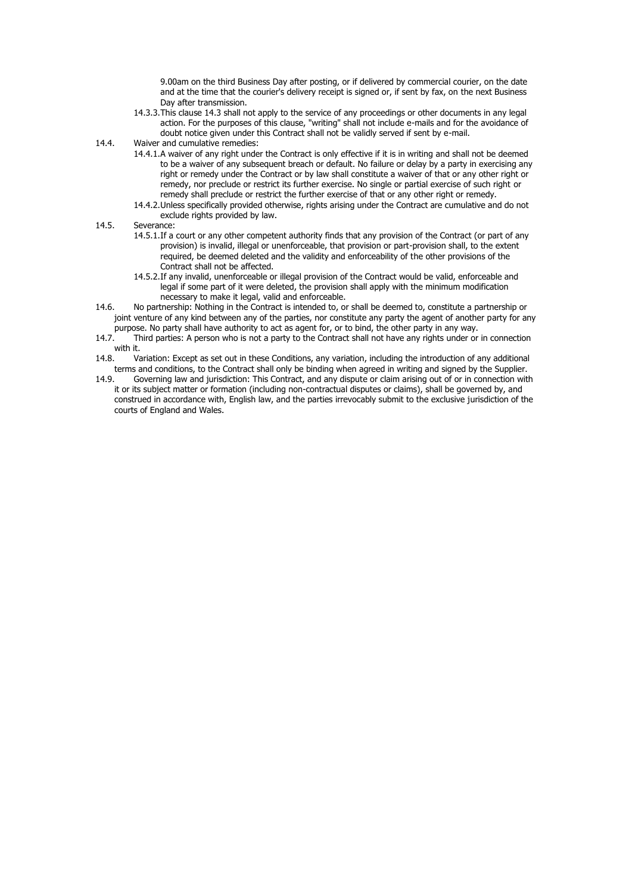9.00am on the third Business Day after posting, or if delivered by commercial courier, on the date and at the time that the courier's delivery receipt is signed or, if sent by fax, on the next Business Day after transmission.

14.3.3. This clause 14.3 shall not apply to the service of any proceedings or other documents in any legal action. For the purposes of this clause, "writing" shall not include e-mails and for the avoidance of doubt notice given under this Contract shall not be validly served if sent by e-mail.

14.4. Waiver and cumulative remedies:

14.4.1. A waiver of any right under the Contract is only effective if it is in writing and shall not be deemed to be a waiver of any subsequent breach or default. No failure or delay by a party in exercising any right or remedy under the Contract or by law shall constitute a waiver of that or any other right or remedy, nor preclude or restrict its further exercise. No single or partial exercise of such right or remedy shall preclude or restrict the further exercise of that or any other right or remedy.

14.4.2. Unless specifically provided otherwise, rights arising under the Contract are cumulative and do not exclude rights provided by law.

14.5. Severance:

14.5.1. If a court or any other competent authority finds that any provision of the Contract (or part of any provision) is invalid, illegal or unenforceable, that provision or part-provision shall, to the extent required, be deemed deleted and the validity and enforceability of the other provisions of the Contract shall not be affected.

14.5.2. If any invalid, unenforceable or illegal provision of the Contract would be valid, enforceable and legal if some part of it were deleted, the provision shall apply with the minimum modification necessary to make it legal, valid and enforceable.

14.6. No partnership: Nothing in the Contract is intended to, or shall be deemed to, constitute a partnership or joint venture of any kind between any of the parties, nor constitute any party the agent of another party for any purpose. No party shall have authority to act as agent for, or to bind, the other party in any way.

14.7. Third parties: A person who is not a party to the Contract shall not have any rights under or in connection with it.

14.8. Variation: Except as set out in these Conditions, any variation, including the introduction of any additional terms and conditions, to the Contract shall only be binding when agreed in writing and signed by the Supplier.

14.9. Governing law and jurisdiction: This Contract, and any dispute or claim arising out of or in connection with it or its subject matter or formation (including non-contractual disputes or claims), shall be governed by, and construed in accordance with, English law, and the parties irrevocably submit to the exclusive jurisdiction of the courts of England and Wales.